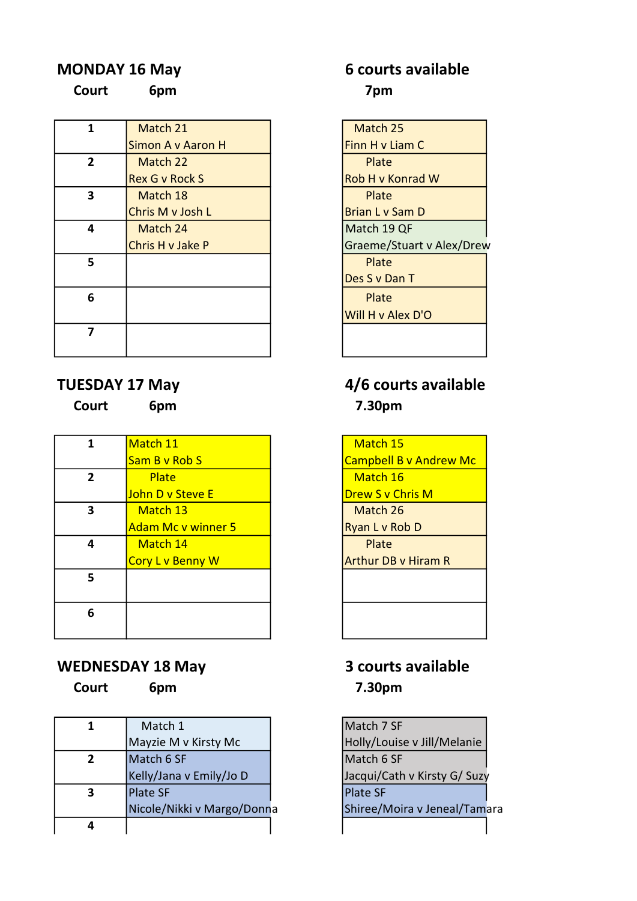## MONDAY 16 May

**6 courts available**

| Court | 6pm | 7pm |
|---|---|---|
| 1 | Match 21<br>Simon A v Aaron H | Match 25<br>Finn H v Liam C |
| 2 | Match 22<br>Rex G v Rock S | Plate<br>Rob H v Konrad W |
| 3 | Match 18<br>Chris M v Josh L | Plate<br>Brian L v Sam D |
| 4 | Match 24<br>Chris H v Jake P | Match 19 QF<br>Graeme/Stuart v Alex/Drew |
| 5 | | Plate<br>Des S v Dan T |
| 6 | | Plate<br>Will H v Alex D'O |
| 7 | | |

## TUESDAY 17 May

**4/6 courts available**

| Court | 6pm | 7.30pm |
|---|---|---|
| 1 | Match 11<br>Sam B v Rob S | Match 15<br>Campbell B v Andrew Mc |
| 2 | Plate<br>John D v Steve E | Match 16<br>Drew S v Chris M |
| 3 | Match 13<br>Adam Mc v winner 5 | Match 26<br>Ryan L v Rob D |
| 4 | Match 14<br>Cory L v Benny W | Plate<br>Arthur DB v Hiram R |
| 5 | | |
| 6 | | |

## WEDNESDAY 18 May

**3 courts available**

| Court | 6pm | 7.30pm |
|---|---|---|
| 1 | Match 1<br>Mayzie M v Kirsty Mc | Match 7 SF<br>Holly/Louise v Jill/Melanie |
| 2 | Match 6 SF<br>Kelly/Jana v Emily/Jo D | Match 6 SF<br>Jacqui/Cath v Kirsty G/ Suzy |
| 3 | Plate SF<br>Nicole/Nikki v Margo/Donna | Plate SF<br>Shiree/Moira v Jeneal/Tamara |
| 4 | | |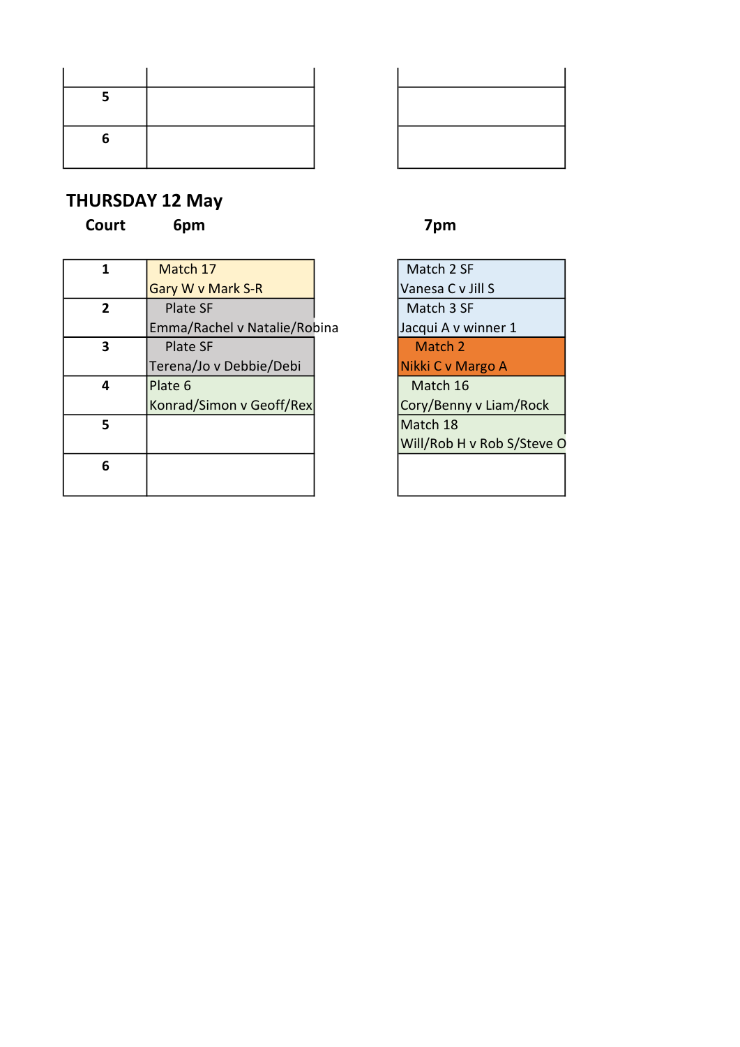| | | |
|---|---|---|
| 5 | | |
| 6 | | |

## THURSDAY 12 May

| Court | 6pm | 7pm |
|---|---|---|
| 1 | Match 17<br>Gary W v Mark S-R | Match 2 SF<br>Vanesa C v Jill S |
| 2 | Plate SF<br>Emma/Rachel v Natalie/Robina | Match 3 SF<br>Jacqui A v winner 1 |
| 3 | Plate SF<br>Terena/Jo v Debbie/Debi | Match 2<br>Nikki C v Margo A |
| 4 | Plate 6<br>Konrad/Simon v Geoff/Rex | Match 16<br>Cory/Benny v Liam/Rock |
| 5 | | Match 18<br>Will/Rob H v Rob S/Steve O |
| 6 | | |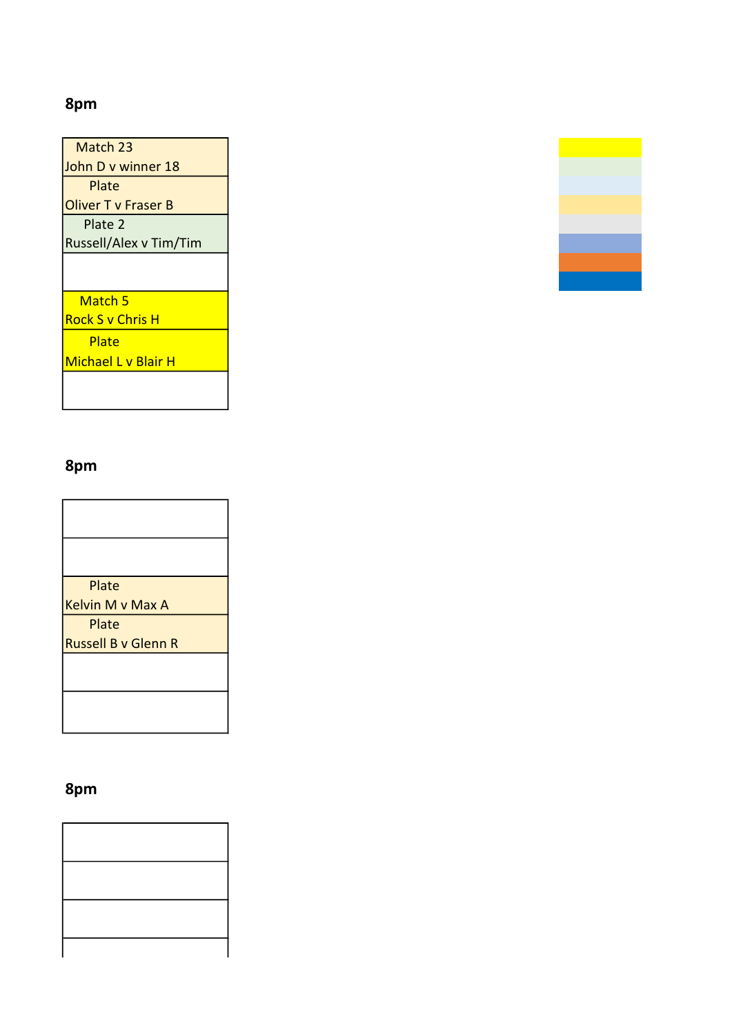**8pm**

| Match 23<br>John D v winner 18 |
|---|
| Plate<br>Oliver T v Fraser B |
| Plate 2<br>Russell/Alex v Tim/Tim |
| |
| Match 5<br>Rock S v Chris H |
| Plate<br>Michael L v Blair H |
| |

**8pm**

| |
|---|
| |
| Plate<br>Kelvin M v Max A |
| Plate<br>Russell B v Glenn R |
| |
| |

**8pm**

| |
|---|
| |
| |
| |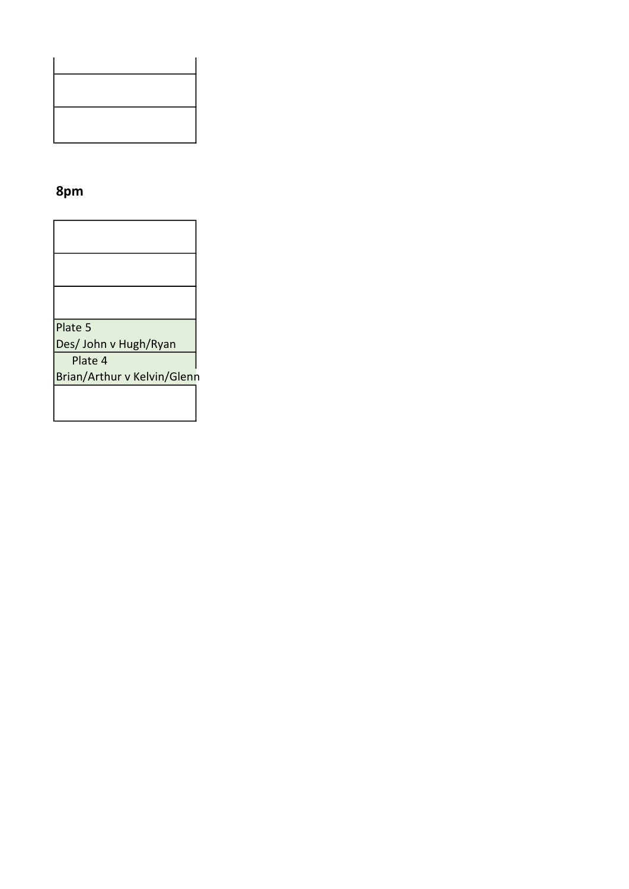| |
|---|
| |
| |

**8pm**

| |
|---|
| |
| |
| |
| Plate 5<br>Des/ John v Hugh/Ryan |
| Plate 4<br>Brian/Arthur v Kelvin/Glenn |
| |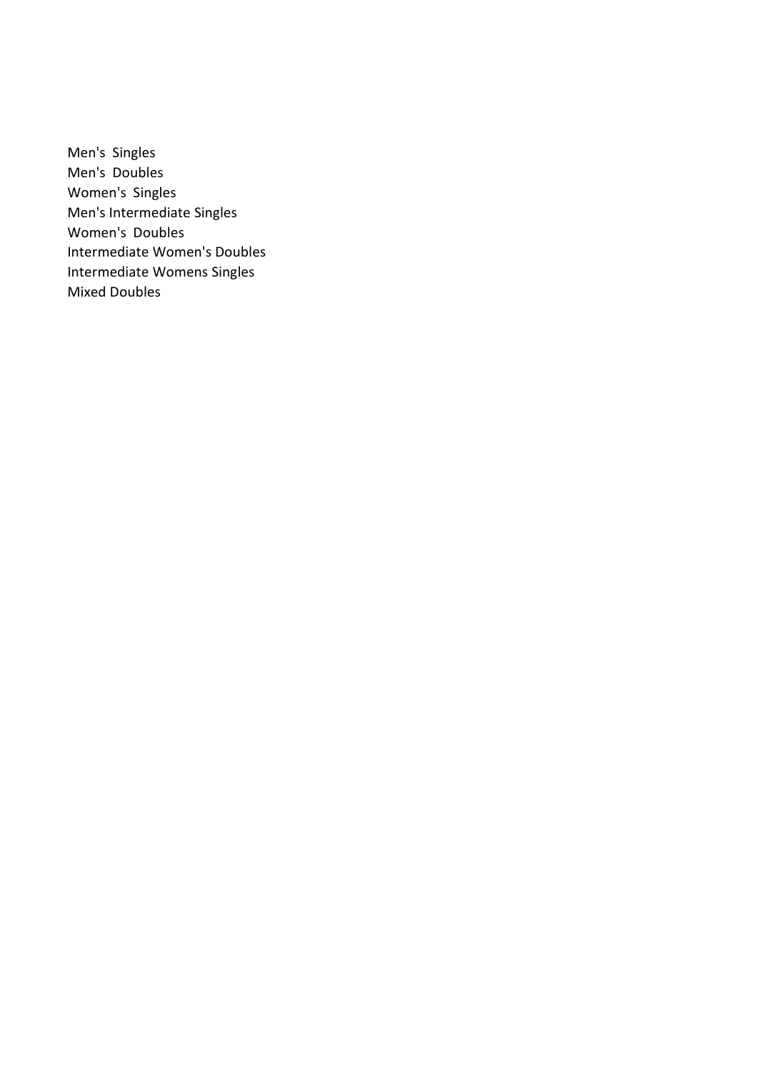Men's  Singles
Men's  Doubles
Women's  Singles
Men's Intermediate Singles
Women's  Doubles
Intermediate Women's Doubles
Intermediate Womens Singles
Mixed Doubles